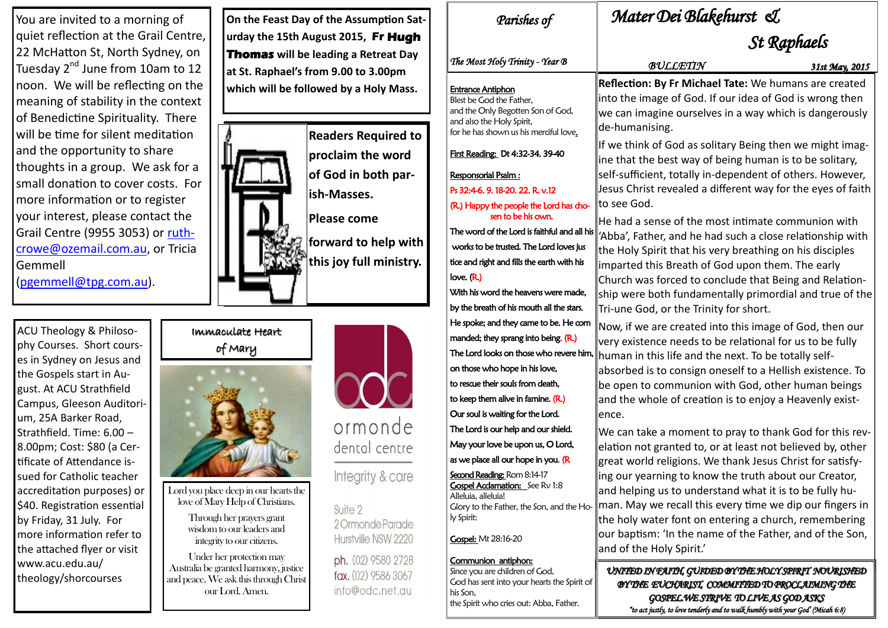# Parishes of Mater Dei Blakehurst & St Raphaels

*The Most Holy Trinity - Year B*

BULLETIN — 31st May, 2015

You are invited to a morning of quiet reflection at the Grail Centre, 22 McHatton St, North Sydney, on Tuesday 2nd June from 10am to 12 noon. We will be reflecting on the meaning of stability in the context of Benedictine Spirituality. There will be time for silent meditation and the opportunity to share thoughts in a group. We ask for a small donation to cover costs. For more information or to register your interest, please contact the Grail Centre (9955 3053) or ruth-crowe@ozemail.com.au, or Tricia Gemmell (pgemmell@tpg.com.au).

**On the Feast Day of the Assumption Saturday the 15th August 2015, Fr Hugh Thomas will be leading a Retreat Day at St. Raphael's from 9.00 to 3.00pm which will be followed by a Holy Mass.**

**Readers Required to proclaim the word of God in both parish-Masses.**

**Please come forward to help with this joy full ministry.**

ACU Theology & Philosophy Courses. Short courses in Sydney on Jesus and the Gospels start in August. At ACU Strathfield Campus, Gleeson Auditorium, 25A Barker Road, Strathfield. Time: 6.00 – 8.00pm; Cost: $80 (a Certificate of Attendance issued for Catholic teacher accreditation purposes) or $40. Registration essential by Friday, 31 July. For more information refer to the attached flyer or visit www.acu.edu.au/theology/shorcourses

## Immaculate Heart of Mary

Lord you place deep in our hearts the love of Mary Help of Christians.

Through her prayers grant wisdom to our leaders and integrity to our citizens.

Under her protection may Australia be granted harmony, justice and peace. We ask this through Christ our Lord. Amen.

odc ormonde dental centre

Integrity & care

Suite 2
2 Ormonde Parade
Hurstville NSW 2220
ph. (02) 9580 2728
fax. (02) 9586 3067
info@odc.net.au

**Entrance Antiphon**
Blest be God the Father,
and the Only Begotten Son of God,
and also the Holy Spirit,
for he has shown us his merciful love.

**First Reading:** Dt 4:32-34. 39-40

**Responsorial Psalm:**
Ps 32:4-6. 9. 18-20. 22. R. v.12
(R.) Happy the people the Lord has chosen to be his own.

The word of the Lord is faithful and all his works to be trusted. The Lord loves justice and right and fills the earth with his love. (R.)

With his word the heavens were made, by the breath of his mouth all the stars. He spoke; and they came to be. He commanded; they sprang into being. (R.)

The Lord looks on those who revere him, on those who hope in his love, to rescue their souls from death, to keep them alive in famine. (R.)

Our soul is waiting for the Lord. The Lord is our help and our shield. May your love be upon us, O Lord, as we place all our hope in you. (R

**Second Reading:** Rom 8:14-17
**Gospel Acclamation:** See Rv 1:8
Alleluia, alleluia!
Glory to the Father, the Son, and the Holy Spirit:

**Gospel:** Mt 28:16-20

**Communion antiphon:**
Since you are children of God,
God has sent into your hearts the Spirit of his Son,
the Spirit who cries out: Abba, Father.

**Reflection: By Fr Michael Tate:** We humans are created into the image of God. If our idea of God is wrong then we can imagine ourselves in a way which is dangerously de-humanising.

If we think of God as solitary Being then we might imagine that the best way of being human is to be solitary, self-sufficient, totally in-dependent of others. However, Jesus Christ revealed a different way for the eyes of faith to see God.

He had a sense of the most intimate communion with 'Abba', Father, and he had such a close relationship with the Holy Spirit that his very breathing on his disciples imparted this Breath of God upon them. The early Church was forced to conclude that Being and Relationship were both fundamentally primordial and true of the Tri-une God, or the Trinity for short.

Now, if we are created into this image of God, then our very existence needs to be relational for us to be fully human in this life and the next. To be totally self-absorbed is to consign oneself to a Hellish existence. To be open to communion with God, other human beings and the whole of creation is to enjoy a Heavenly existence.

We can take a moment to pray to thank God for this revelation not granted to, or at least not believed by, other great world religions. We thank Jesus Christ for satisfying our yearning to know the truth about our Creator, and helping us to understand what it is to be fully human. May we recall this every time we dip our fingers in the holy water font on entering a church, remembering our baptism: 'In the name of the Father, and of the Son, and of the Holy Spirit.'

*UNITED IN FAITH, GUIDED BY THE HOLY SPIRIT NOURISHED BY THE EUCHARIST, COMMITTED TO PROCLAIMING THE GOSPEL WE STRIVE TO LIVE AS GOD ASKS*
*"to act justly, to love tenderly and to walk humbly with your God" (Micah 6:8)*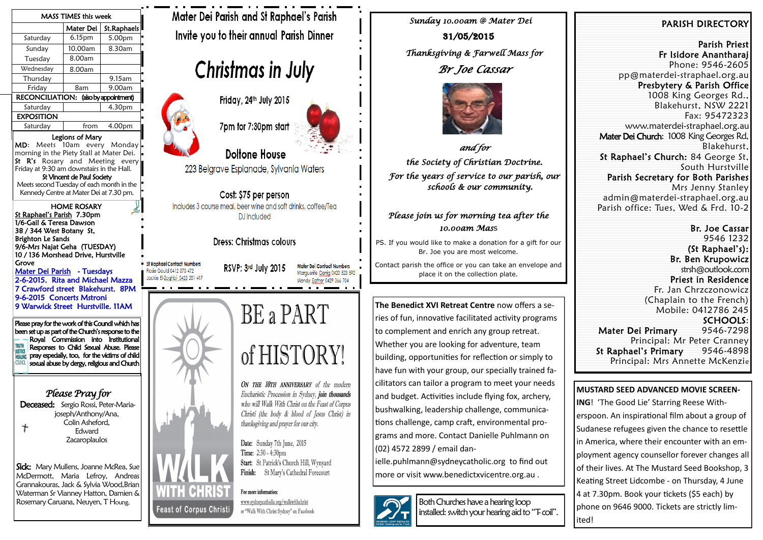## MASS TIMES this week

| | Mater Dei | St.Raphaels |
|---|---|---|
| Saturday | 6.15pm | 5.00pm |
| Sunday | 10.00am | 8.30am |
| Tuesday | 8.00am | |
| Wednesday | 8.00am | |
| Thursday | | 9.15am |
| Friday | 8am | 9.00am |
| **RECONCILIATION:** (also by appointment) | | |
| Saturday | | 4.30pm |
| **EXPOSITION** | | |
| Saturday | from | 4.00pm |

**Legions of Mary**

**MD**: Meets 10am every Monday morning in the Piety Stall at Mater Dei. **St R's** Rosary and Meeting every Friday at 9:30 am downstairs in the Hall.

**St Vincent de Paul Society**

Meets second Tuesday of each month in the Kennedy Centre at Mater Dei at 7.30 pm.

**HOME ROSARY**

St Raphael's Parish 7.30pm
1/6-Gail & Teresa Dawson
38 / 344 West Botany St, Brighton Le Sands
9/6-Mrs Najat Geha (TUESDAY)
10 / 136 Morshead Drive, Hurstville Grove

Mater Dei Parish - Tuesdays
2-6-2015. Rita and Michael Mazza
7 Crawford street Blakehurst. 8PM
9-6-2015 Concerts Mstroni
9 Warwick Street Hurstville. 11AM

Please pray for the work of this Council which has been set up as part of the Church's response to the Royal Commission into Institutional Responses to Child Sexual Abuse. Please pray especially, too, for the victims of child sexual abuse by clergy, religious and Church

*Please Pray for*

**Deceased:** Sergio Rossi, Peter-Maria-joseph/Anthony/Ana, Colin Asheford, Edward Zacaroplaulos

**Sick:** Mary Mullens, Joanne McRea, Sue McDermott, Maria Lefroy, Andreas Grannakouras, Jack & Sylvia Wood,Brian Waterman Sr Vianney Hatton, Damien & Rosemary Caruana, Neuyen, T Houng.

---

Mater Dei Parish and St Raphael's Parish
Invite you to their annual Parish Dinner

# Christmas in July

Friday, 24th July 2015

7pm for 7:30pm start

**Doltone House**

223 Belgrave Esplanade, Sylvania Waters

Cost: $75 per person

Includes 3 course meal, beer wine and soft drinks, coffee/Tea
DJ Included

Dress: Christmas colours

St Raphael Contact Numbers
Rosie Gould 0412 873 472
Jackie El-Zoghbi 0426 281 417

RSVP: 3rd July 2015

Mater Dei Contact Numbers
Marguerite Deng 0420 523 592
Wendy Eather 0429 366 704

---

# BE a PART of HISTORY!

*ON THE 10TH ANNIVERSARY of the modern Eucharistic Procession in Sydney, join thousands who will Walk With Christ on the Feast of Corpus Christi (the body & blood of Jesus Christ) in thanksgiving and prayer for our city.*

Date: Sunday 7th June, 2015
Time: 2:30 - 4:30pm
Start: St Patrick's Church Hill, Wynyard
Finish: St Mary's Cathedral Forecourt

For more information:
www.sydneycatholic.org/walkwithchrist
or "Walk With Christ Sydney" on Facebook

WALK WITH CHRIST
Feast of Corpus Christi

---

*Sunday 10.00am @ Mater Dei*

**31/05/2015**

*Thanksgiving & Farwell Mass for*

***Br Joe Cassar***

*and for the Society of Christian Doctrine.*

*For the years of service to our parish, our schools & our community.*

*Please join us for morning tea after the 10.00am Mass*

PS. If you would like to make a donation for a gift for our Br. Joe you are most welcome.

Contact parish the office or you can take an envelope and place it on the collection plate.

---

**The Benedict XVI Retreat Centre** now offers a series of fun, innovative facilitated activity programs to complement and enrich any group retreat. Whether you are looking for adventure, team building, opportunities for reflection or simply to have fun with your group, our specially trained facilitators can tailor a program to meet your needs and budget. Activities include flying fox, archery, bushwalking, leadership challenge, communications challenge, camp craft, environmental programs and more. Contact Danielle Puhlmann on (02) 4572 2899 / email danielle.puhlmann@sydneycatholic.org to find out more or visit www.benedictxvicentre.org.au .

Both Churches have a hearing loop installed: switch your hearing aid to "T-coil".

---

## PARISH DIRECTORY

**Parish Priest**
**Fr Isidore Anantharaj**
Phone: 9546-2605
pp@materdei-straphael.org.au
**Presbytery & Parish Office**
1008 King Georges Rd., Blakehurst, NSW 2221
Fax: 95472323
www.materdei-straphael.org.au
**Mater Dei Church:** 1008 King Georges Rd, Blakehurst,
**St Raphael's Church:** 84 George St, South Hurstville
**Parish Secretary for Both Parishes**
Mrs Jenny Stanley
admin@materdei-straphael.org.au
Parish office: Tues, Wed & Frd. 10-2

**Br. Joe Cassar**
9546 1232
**(St Raphael's):**
**Br. Ben Krupowicz**
strsh@outlook.com
**Priest in Residence**
Fr. Jan Chrzczonowicz
(Chaplain to the French)
Mobile: 0412786 245
**SCHOOLS:**
**Mater Dei Primary** 9546-7298
Principal: Mr Peter Cranney
**St Raphael's Primary** 9546-4898
Principal: Mrs Annette McKenzie

---

**MUSTARD SEED ADVANCED MOVIE SCREENING**! 'The Good Lie' Starring Reese Witherspoon. An inspirational film about a group of Sudanese refugees given the chance to resettle in America, where their encounter with an employment agency counsellor forever changes all of their lives. At The Mustard Seed Bookshop, 3 Keating Street Lidcombe - on Thursday, 4 June 4 at 7.30pm. Book your tickets ($5 each) by phone on 9646 9000. Tickets are strictly limited!